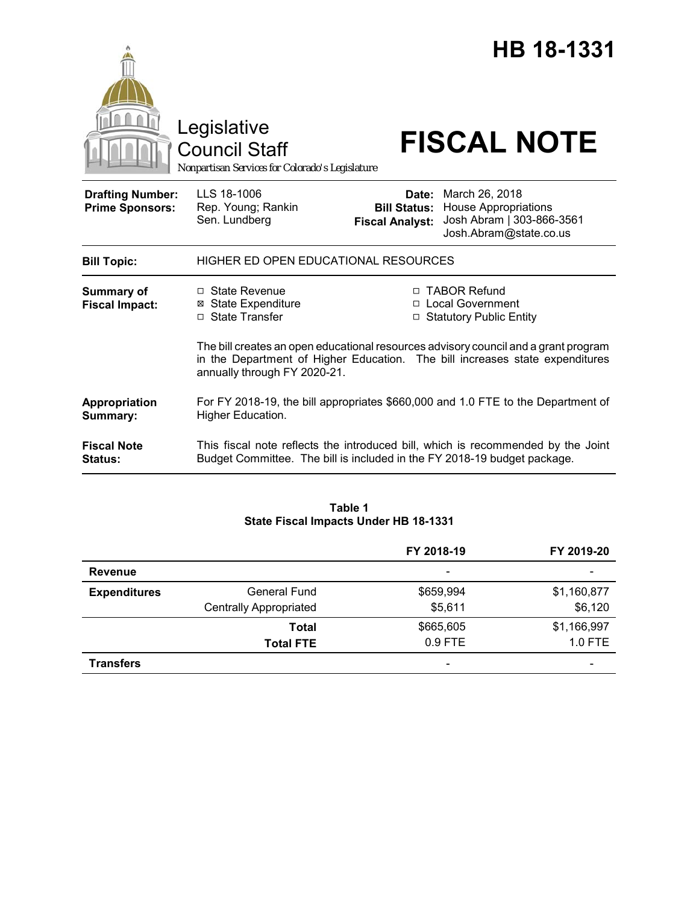# HB 18-1331

Legislative Council Staff

Nonpartisan Services for Colorado's Legislature

# FISCAL NOTE

| | | | |
|---|---|---|---|
| **Drafting Number:** | LLS 18-1006 | **Date:** | March 26, 2018 |
| **Prime Sponsors:** | Rep. Young; Rankin<br>Sen. Lundberg | **Bill Status:** | House Appropriations |
| | | **Fiscal Analyst:** | Josh Abram \| 303-866-3561<br>Josh.Abram@state.co.us |

| | |
|---|---|
| **Bill Topic:** | HIGHER ED OPEN EDUCATIONAL RESOURCES |
| **Summary of Fiscal Impact:** | ☐ State Revenue ☒ State Expenditure ☐ State Transfer ☐ TABOR Refund ☐ Local Government ☐ Statutory Public Entity<br><br>The bill creates an open educational resources advisory council and a grant program in the Department of Higher Education. The bill increases state expenditures annually through FY 2020-21. |
| **Appropriation Summary:** | For FY 2018-19, the bill appropriates $660,000 and 1.0 FTE to the Department of Higher Education. |
| **Fiscal Note Status:** | This fiscal note reflects the introduced bill, which is recommended by the Joint Budget Committee. The bill is included in the FY 2018-19 budget package. |

**Table 1**
**State Fiscal Impacts Under HB 18-1331**

| | | FY 2018-19 | FY 2019-20 |
|---|---|---|---|
| **Revenue** | | - | - |
| **Expenditures** | General Fund | $659,994 | $1,160,877 |
| | Centrally Appropriated | $5,611 | $6,120 |
| | **Total** | $665,605 | $1,166,997 |
| | **Total FTE** | 0.9 FTE | 1.0 FTE |
| **Transfers** | | - | - |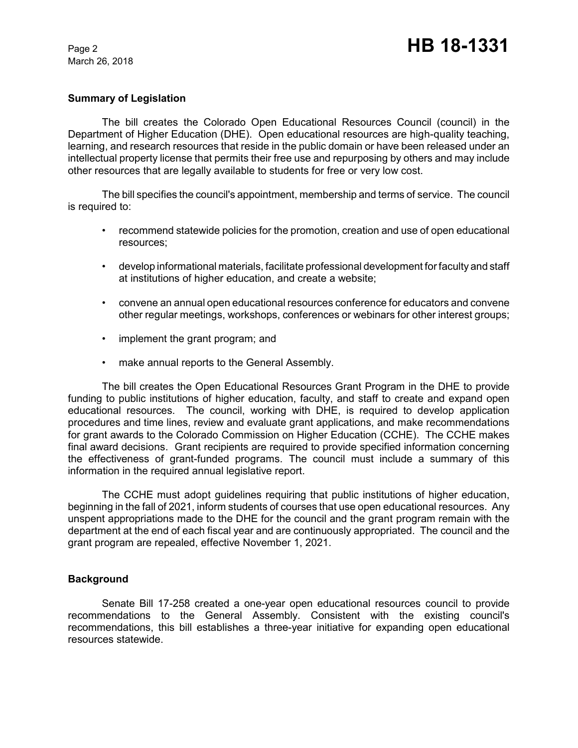## Summary of Legislation

The bill creates the Colorado Open Educational Resources Council (council) in the Department of Higher Education (DHE). Open educational resources are high-quality teaching, learning, and research resources that reside in the public domain or have been released under an intellectual property license that permits their free use and repurposing by others and may include other resources that are legally available to students for free or very low cost.

The bill specifies the council's appointment, membership and terms of service. The council is required to:

- recommend statewide policies for the promotion, creation and use of open educational resources;
- develop informational materials, facilitate professional development for faculty and staff at institutions of higher education, and create a website;
- convene an annual open educational resources conference for educators and convene other regular meetings, workshops, conferences or webinars for other interest groups;
- implement the grant program; and
- make annual reports to the General Assembly.

The bill creates the Open Educational Resources Grant Program in the DHE to provide funding to public institutions of higher education, faculty, and staff to create and expand open educational resources. The council, working with DHE, is required to develop application procedures and time lines, review and evaluate grant applications, and make recommendations for grant awards to the Colorado Commission on Higher Education (CCHE). The CCHE makes final award decisions. Grant recipients are required to provide specified information concerning the effectiveness of grant-funded programs. The council must include a summary of this information in the required annual legislative report.

The CCHE must adopt guidelines requiring that public institutions of higher education, beginning in the fall of 2021, inform students of courses that use open educational resources. Any unspent appropriations made to the DHE for the council and the grant program remain with the department at the end of each fiscal year and are continuously appropriated. The council and the grant program are repealed, effective November 1, 2021.

## Background

Senate Bill 17-258 created a one-year open educational resources council to provide recommendations to the General Assembly. Consistent with the existing council's recommendations, this bill establishes a three-year initiative for expanding open educational resources statewide.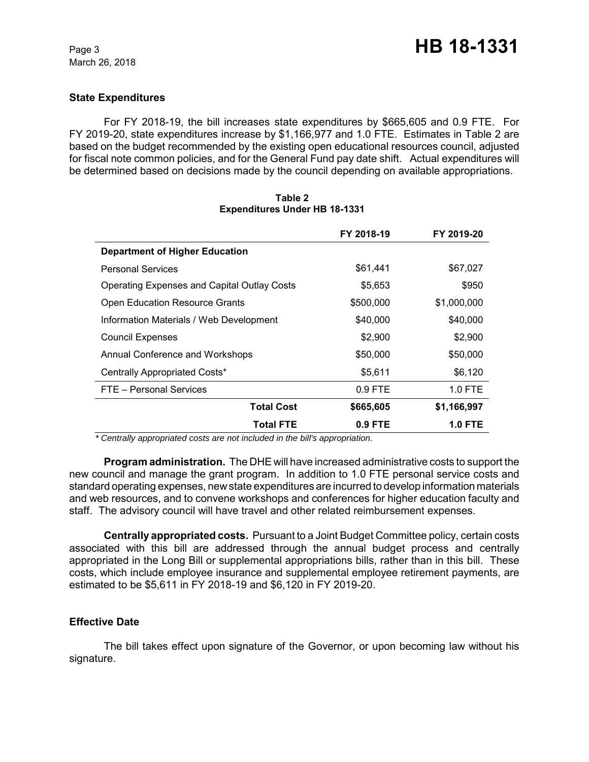## State Expenditures

For FY 2018-19, the bill increases state expenditures by $665,605 and 0.9 FTE. For FY 2019-20, state expenditures increase by $1,166,977 and 1.0 FTE. Estimates in Table 2 are based on the budget recommended by the existing open educational resources council, adjusted for fiscal note common policies, and for the General Fund pay date shift. Actual expenditures will be determined based on decisions made by the council depending on available appropriations.

**Table 2**
**Expenditures Under HB 18-1331**

| | FY 2018-19 | FY 2019-20 |
|---|---|---|
| **Department of Higher Education** | | |
| Personal Services | $61,441 | $67,027 |
| Operating Expenses and Capital Outlay Costs | $5,653 | $950 |
| Open Education Resource Grants | $500,000 | $1,000,000 |
| Information Materials / Web Development | $40,000 | $40,000 |
| Council Expenses | $2,900 | $2,900 |
| Annual Conference and Workshops | $50,000 | $50,000 |
| Centrally Appropriated Costs* | $5,611 | $6,120 |
| FTE – Personal Services | 0.9 FTE | 1.0 FTE |
| **Total Cost** | **$665,605** | **$1,166,997** |
| **Total FTE** | **0.9 FTE** | **1.0 FTE** |

*\* Centrally appropriated costs are not included in the bill's appropriation.*

**Program administration.** The DHE will have increased administrative costs to support the new council and manage the grant program. In addition to 1.0 FTE personal service costs and standard operating expenses, new state expenditures are incurred to develop information materials and web resources, and to convene workshops and conferences for higher education faculty and staff. The advisory council will have travel and other related reimbursement expenses.

**Centrally appropriated costs.** Pursuant to a Joint Budget Committee policy, certain costs associated with this bill are addressed through the annual budget process and centrally appropriated in the Long Bill or supplemental appropriations bills, rather than in this bill. These costs, which include employee insurance and supplemental employee retirement payments, are estimated to be $5,611 in FY 2018-19 and $6,120 in FY 2019-20.

## Effective Date

The bill takes effect upon signature of the Governor, or upon becoming law without his signature.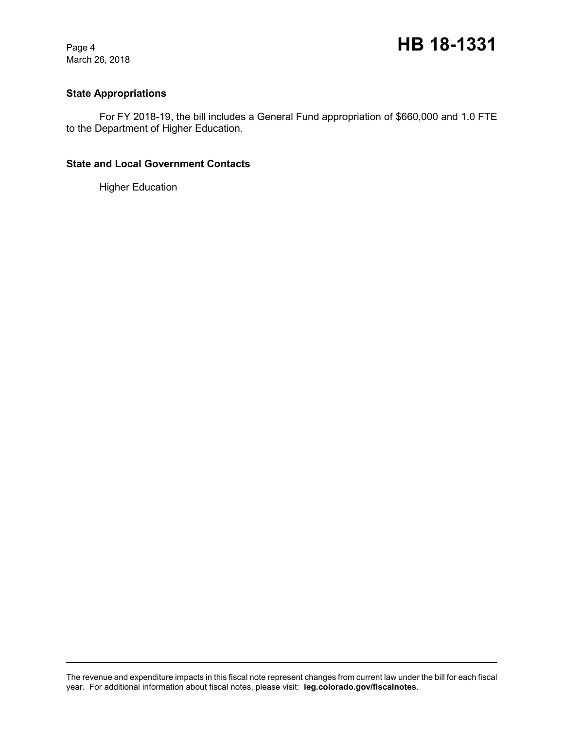**State Appropriations**

For FY 2018-19, the bill includes a General Fund appropriation of $660,000 and 1.0 FTE to the Department of Higher Education.

**State and Local Government Contacts**

Higher Education

The revenue and expenditure impacts in this fiscal note represent changes from current law under the bill for each fiscal year. For additional information about fiscal notes, please visit: **leg.colorado.gov/fiscalnotes**.